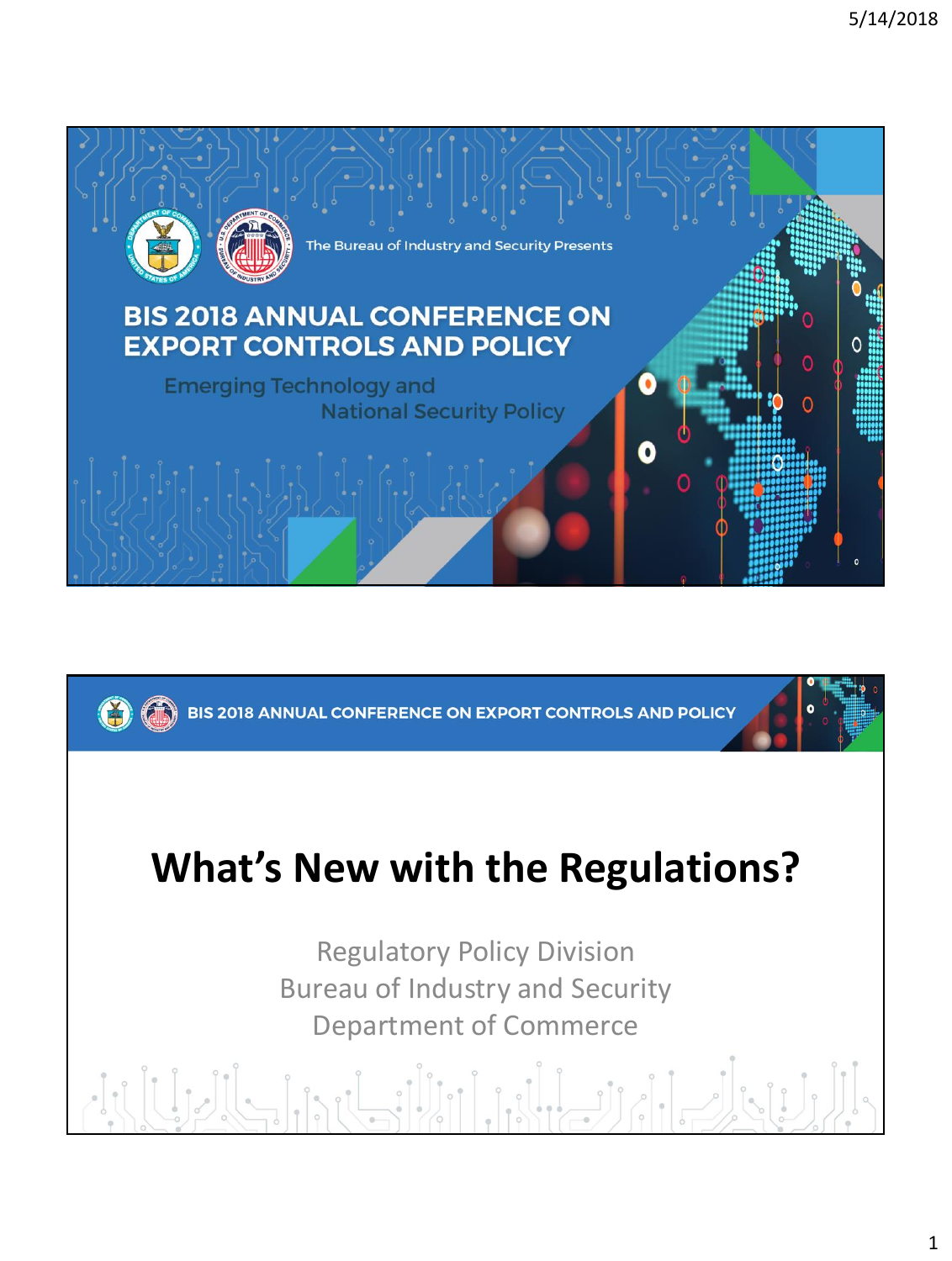The Bureau of Industry and Security Presents

# BIS 2018 ANNUAL CONFERENCE ON EXPORT CONTROLS AND POLICY

Emerging Technology and National Security Policy

---

BIS 2018 ANNUAL CONFERENCE ON EXPORT CONTROLS AND POLICY

# What's New with the Regulations?

Regulatory Policy Division
Bureau of Industry and Security
Department of Commerce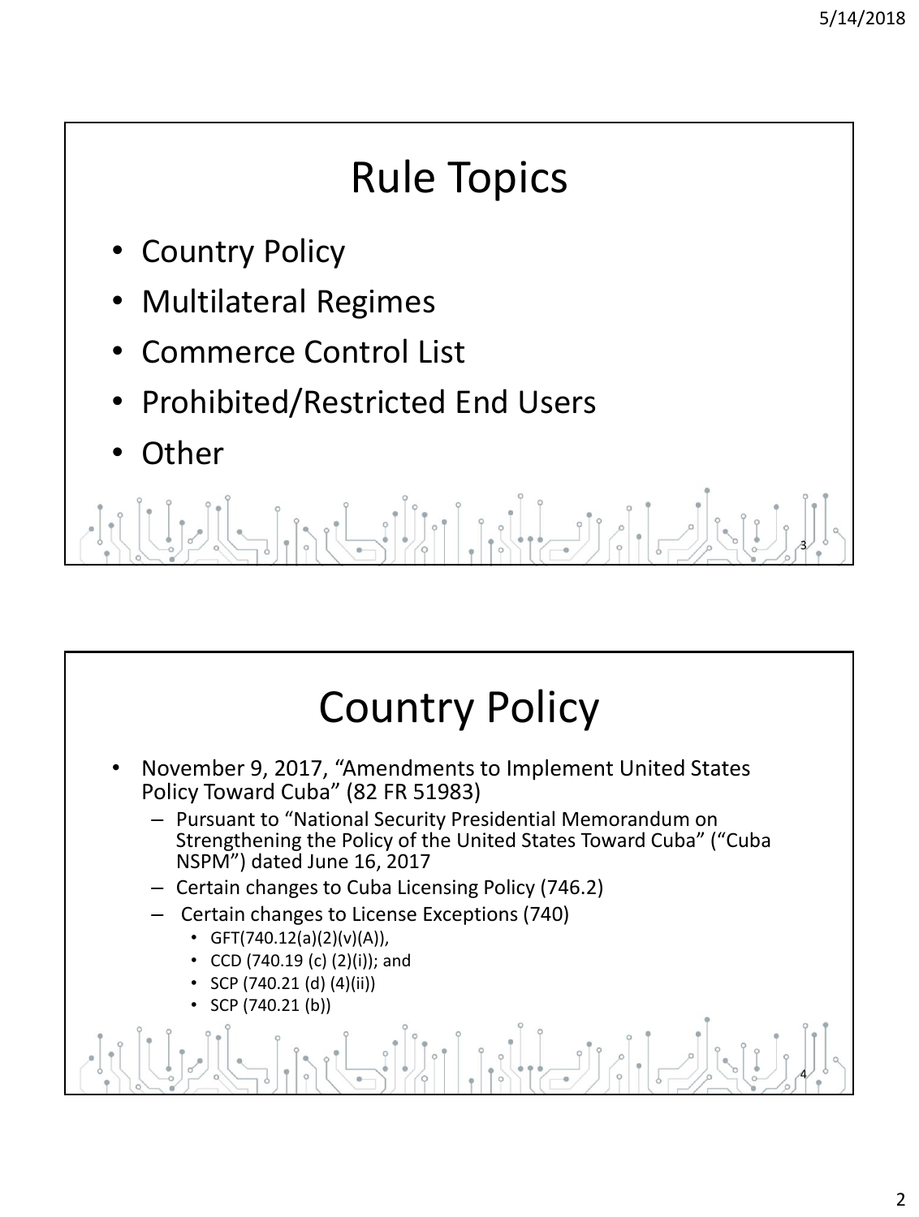# Rule Topics

- Country Policy
- Multilateral Regimes
- Commerce Control List
- Prohibited/Restricted End Users
- Other

# Country Policy

- November 9, 2017, "Amendments to Implement United States Policy Toward Cuba" (82 FR 51983)
  - Pursuant to "National Security Presidential Memorandum on Strengthening the Policy of the United States Toward Cuba" ("Cuba NSPM") dated June 16, 2017
  - Certain changes to Cuba Licensing Policy (746.2)
  - Certain changes to License Exceptions (740)
    - GFT(740.12(a)(2)(v)(A)),
    - CCD (740.19 (c) (2)(i)); and
    - SCP (740.21 (d) (4)(ii))
    - SCP (740.21 (b))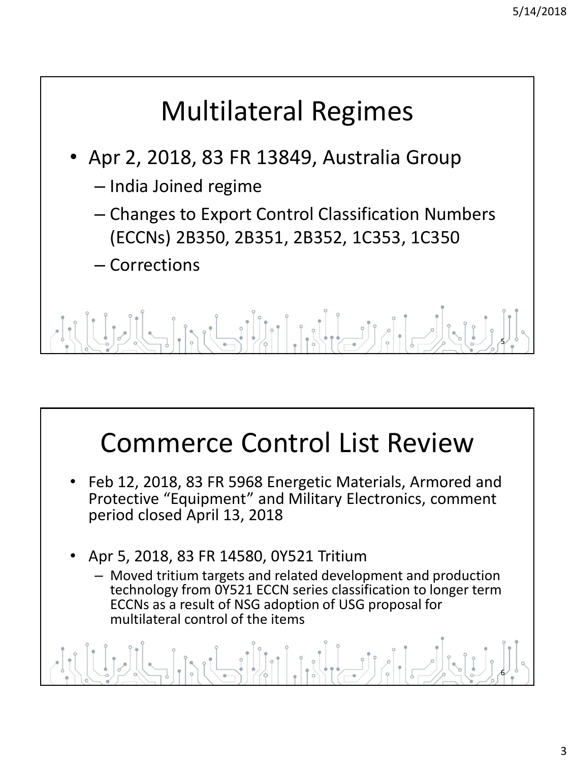# Multilateral Regimes

- Apr 2, 2018, 83 FR 13849, Australia Group
  - India Joined regime
  - Changes to Export Control Classification Numbers (ECCNs) 2B350, 2B351, 2B352, 1C353, 1C350
  - Corrections

# Commerce Control List Review

- Feb 12, 2018, 83 FR 5968 Energetic Materials, Armored and Protective "Equipment" and Military Electronics, comment period closed April 13, 2018
- Apr 5, 2018, 83 FR 14580, 0Y521 Tritium
  - Moved tritium targets and related development and production technology from 0Y521 ECCN series classification to longer term ECCNs as a result of NSG adoption of USG proposal for multilateral control of the items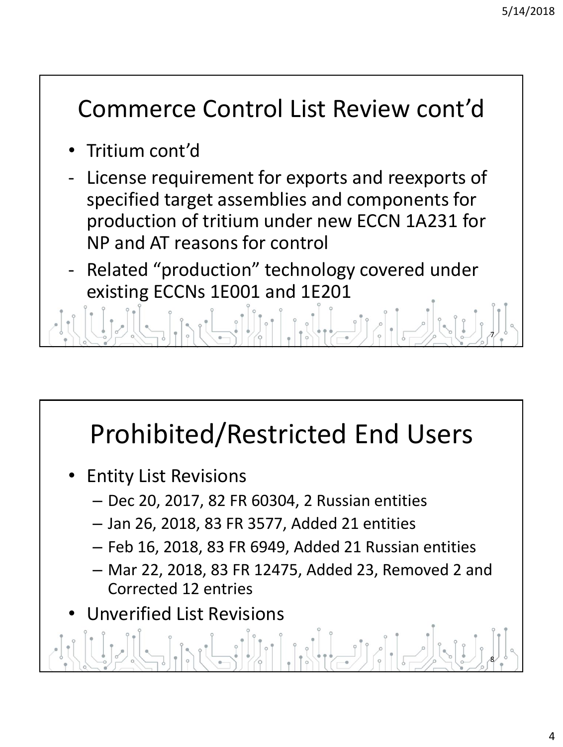## Commerce Control List Review cont'd

- Tritium cont'd
- License requirement for exports and reexports of specified target assemblies and components for production of tritium under new ECCN 1A231 for NP and AT reasons for control
- Related "production" technology covered under existing ECCNs 1E001 and 1E201

## Prohibited/Restricted End Users

- Entity List Revisions
  - Dec 20, 2017, 82 FR 60304, 2 Russian entities
  - Jan 26, 2018, 83 FR 3577, Added 21 entities
  - Feb 16, 2018, 83 FR 6949, Added 21 Russian entities
  - Mar 22, 2018, 83 FR 12475, Added 23, Removed 2 and Corrected 12 entries
- Unverified List Revisions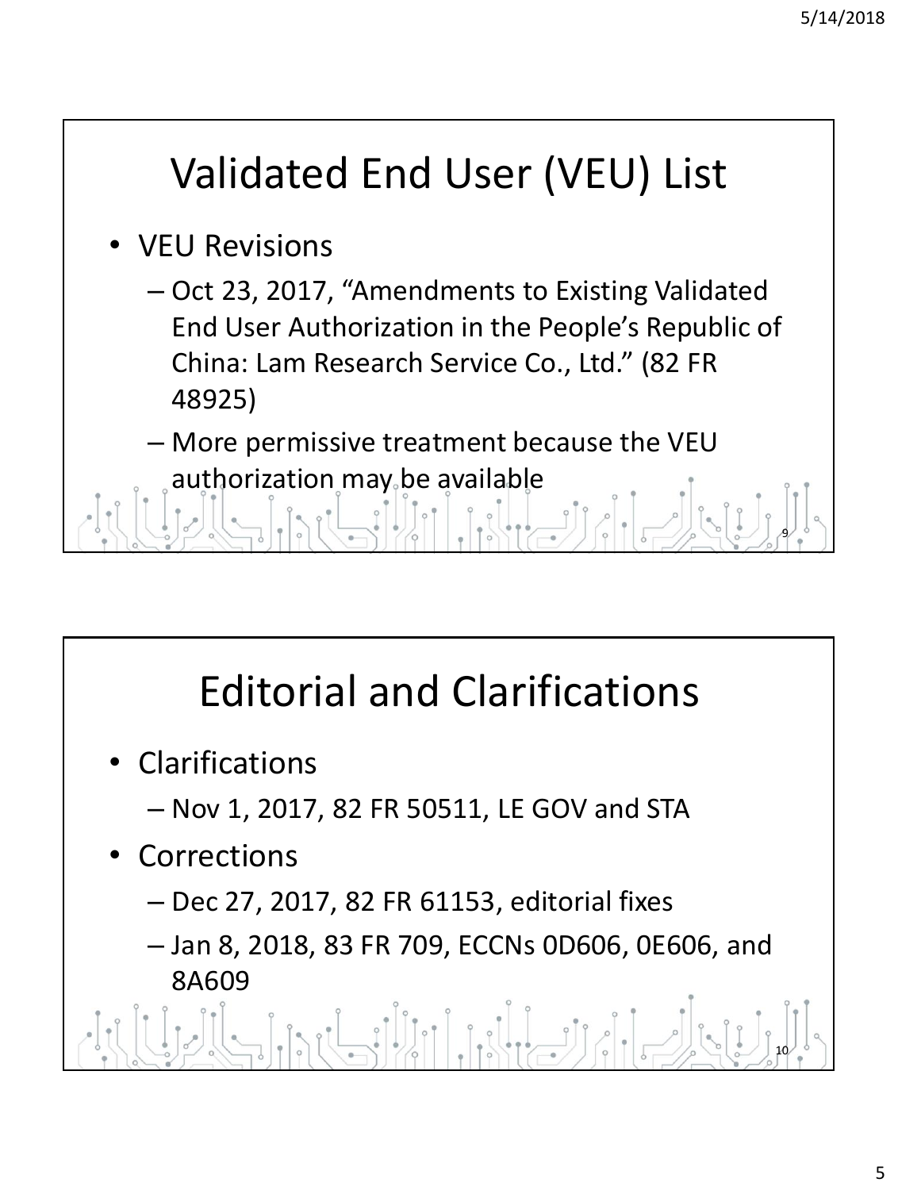# Validated End User (VEU) List

- VEU Revisions
  - Oct 23, 2017, "Amendments to Existing Validated End User Authorization in the People's Republic of China: Lam Research Service Co., Ltd." (82 FR 48925)
  - More permissive treatment because the VEU authorization may be available

# Editorial and Clarifications

- Clarifications
  - Nov 1, 2017, 82 FR 50511, LE GOV and STA
- Corrections
  - Dec 27, 2017, 82 FR 61153, editorial fixes
  - Jan 8, 2018, 83 FR 709, ECCNs 0D606, 0E606, and 8A609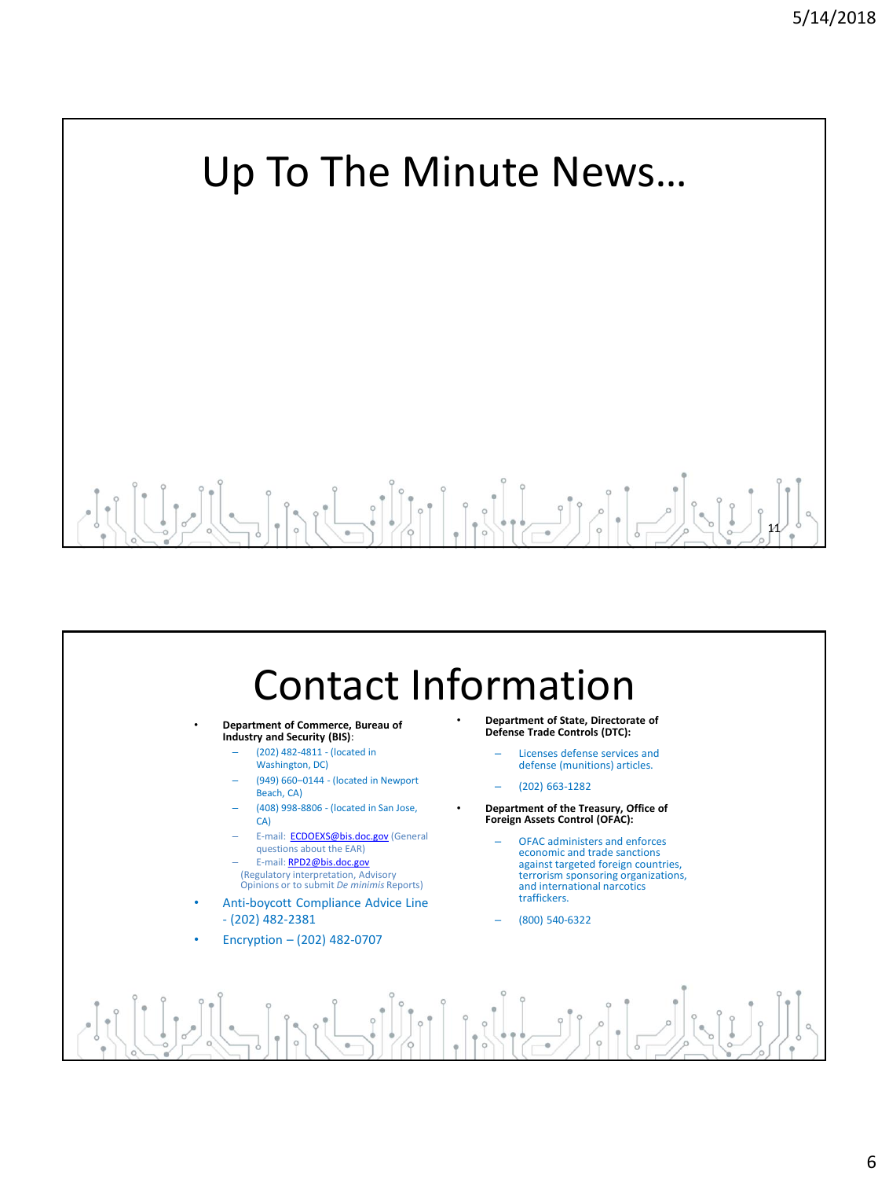# Up To The Minute News…

# Contact Information

- **Department of Commerce, Bureau of Industry and Security (BIS)**:
  - (202) 482-4811 - (located in Washington, DC)
  - (949) 660–0144 - (located in Newport Beach, CA)
  - (408) 998-8806 - (located in San Jose, CA)
  - E-mail: ECDOEXS@bis.doc.gov (General questions about the EAR)
  - E-mail: RPD2@bis.doc.gov (Regulatory interpretation, Advisory Opinions or to submit *De minimis* Reports)
- Anti-boycott Compliance Advice Line - (202) 482-2381
- Encryption – (202) 482-0707
- **Department of State, Directorate of Defense Trade Controls (DTC):**
  - Licenses defense services and defense (munitions) articles.
  - (202) 663-1282
- **Department of the Treasury, Office of Foreign Assets Control (OFAC):**
  - OFAC administers and enforces economic and trade sanctions against targeted foreign countries, terrorism sponsoring organizations, and international narcotics traffickers.
  - (800) 540-6322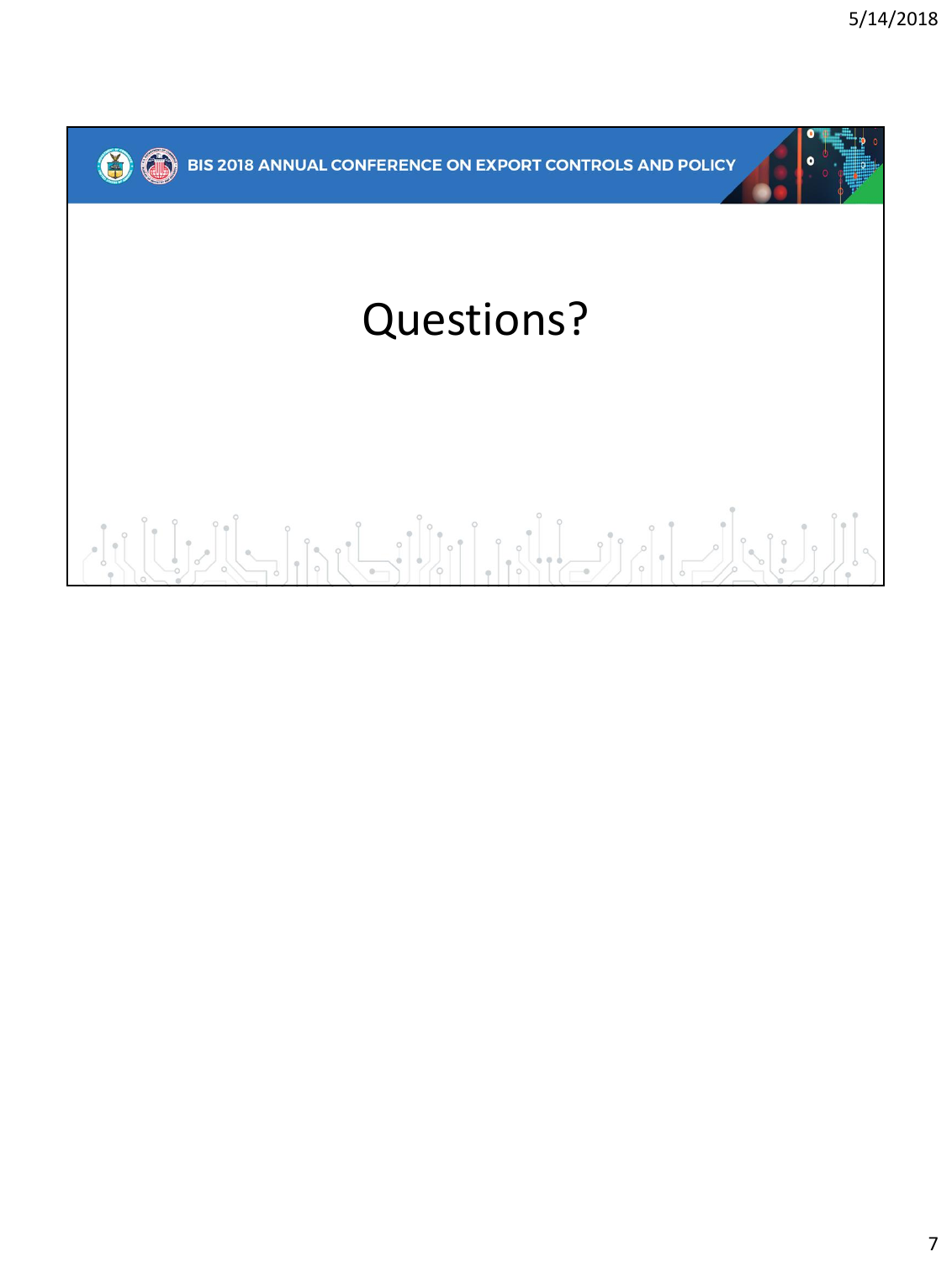BIS 2018 ANNUAL CONFERENCE ON EXPORT CONTROLS AND POLICY

# Questions?